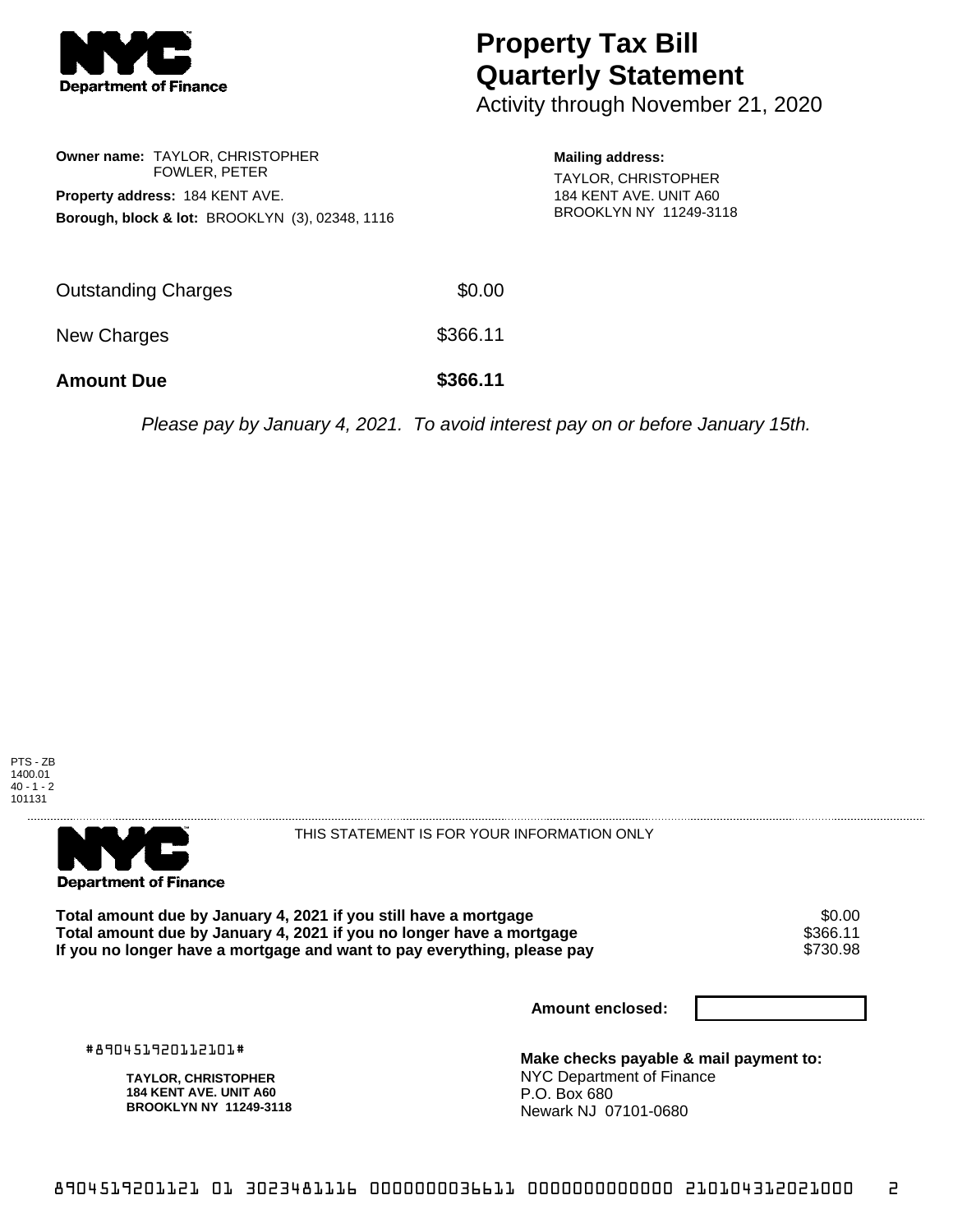NYC Department of Finance

# Property Tax Bill Quarterly Statement

Activity through November 21, 2020

**Owner name:** TAYLOR, CHRISTOPHER
FOWLER, PETER

**Property address:** 184 KENT AVE.

**Borough, block & lot:** BROOKLYN (3), 02348, 1116

**Mailing address:**
TAYLOR, CHRISTOPHER
184 KENT AVE. UNIT A60
BROOKLYN NY 11249-3118

| | |
|---|---|
| Outstanding Charges | $0.00 |
| New Charges | $366.11 |
| **Amount Due** | **$366.11** |

*Please pay by January 4, 2021. To avoid interest pay on or before January 15th.*

PTS - ZB
1400.01
40 - 1 - 2
101131

NYC Department of Finance

THIS STATEMENT IS FOR YOUR INFORMATION ONLY

| | |
|---|---|
| **Total amount due by January 4, 2021 if you still have a mortgage** | $0.00 |
| **Total amount due by January 4, 2021 if you no longer have a mortgage** | $366.11 |
| **If you no longer have a mortgage and want to pay everything, please pay** | $730.98 |

**Amount enclosed:**

#890451920112101#

**TAYLOR, CHRISTOPHER**
**184 KENT AVE. UNIT A60**
**BROOKLYN NY 11249-3118**

**Make checks payable & mail payment to:**
NYC Department of Finance
P.O. Box 680
Newark NJ 07101-0680

8904519201121 01 3023481116 0000000036611 0000000000000 210104312021000 2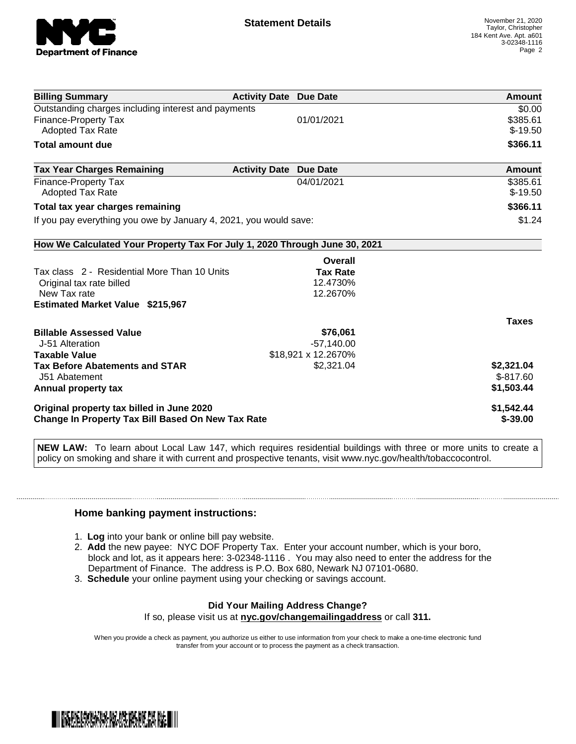# Statement Details

November 21, 2020
Taylor, Christopher
184 Kent Ave. Apt. a601
3-02348-1116

| Billing Summary | Activity Date | Due Date | Amount |
|---|---|---|---|
| Outstanding charges including interest and payments | | | $0.00 |
| Finance-Property Tax | | 01/01/2021 | $385.61 |
| Adopted Tax Rate | | | $-19.50 |
| **Total amount due** | | | **$366.11** |

| Tax Year Charges Remaining | Activity Date | Due Date | Amount |
|---|---|---|---|
| Finance-Property Tax | | 04/01/2021 | $385.61 |
| Adopted Tax Rate | | | $-19.50 |
| **Total tax year charges remaining** | | | **$366.11** |
| If you pay everything you owe by January 4, 2021, you would save: | | | $1.24 |

## How We Calculated Your Property Tax For July 1, 2020 Through June 30, 2021

| | Overall Tax Rate | Taxes |
|---|---|---|
| Tax class 2 - Residential More Than 10 Units | | |
| Original tax rate billed | 12.4730% | |
| New Tax rate | 12.2670% | |
| **Estimated Market Value $215,967** | | |
| **Billable Assessed Value** | **$76,061** | |
| J-51 Alteration | -57,140.00 | |
| **Taxable Value** | $18,921 x 12.2670% | |
| **Tax Before Abatements and STAR** | $2,321.04 | **$2,321.04** |
| J51 Abatement | | $-817.60 |
| **Annual property tax** | | **$1,503.44** |
| **Original property tax billed in June 2020** | | **$1,542.44** |
| **Change In Property Tax Bill Based On New Tax Rate** | | **$-39.00** |

**NEW LAW:** To learn about Local Law 147, which requires residential buildings with three or more units to create a policy on smoking and share it with current and prospective tenants, visit www.nyc.gov/health/tobaccocontrol.

### Home banking payment instructions:

1. **Log** into your bank or online bill pay website.
2. **Add** the new payee: NYC DOF Property Tax. Enter your account number, which is your boro, block and lot, as it appears here: 3-02348-1116 . You may also need to enter the address for the Department of Finance. The address is P.O. Box 680, Newark NJ 07101-0680.
3. **Schedule** your online payment using your checking or savings account.

**Did Your Mailing Address Change?**

If so, please visit us at **nyc.gov/changemailingaddress** or call **311.**

When you provide a check as payment, you authorize us either to use information from your check to make a one-time electronic fund transfer from your account or to process the payment as a check transaction.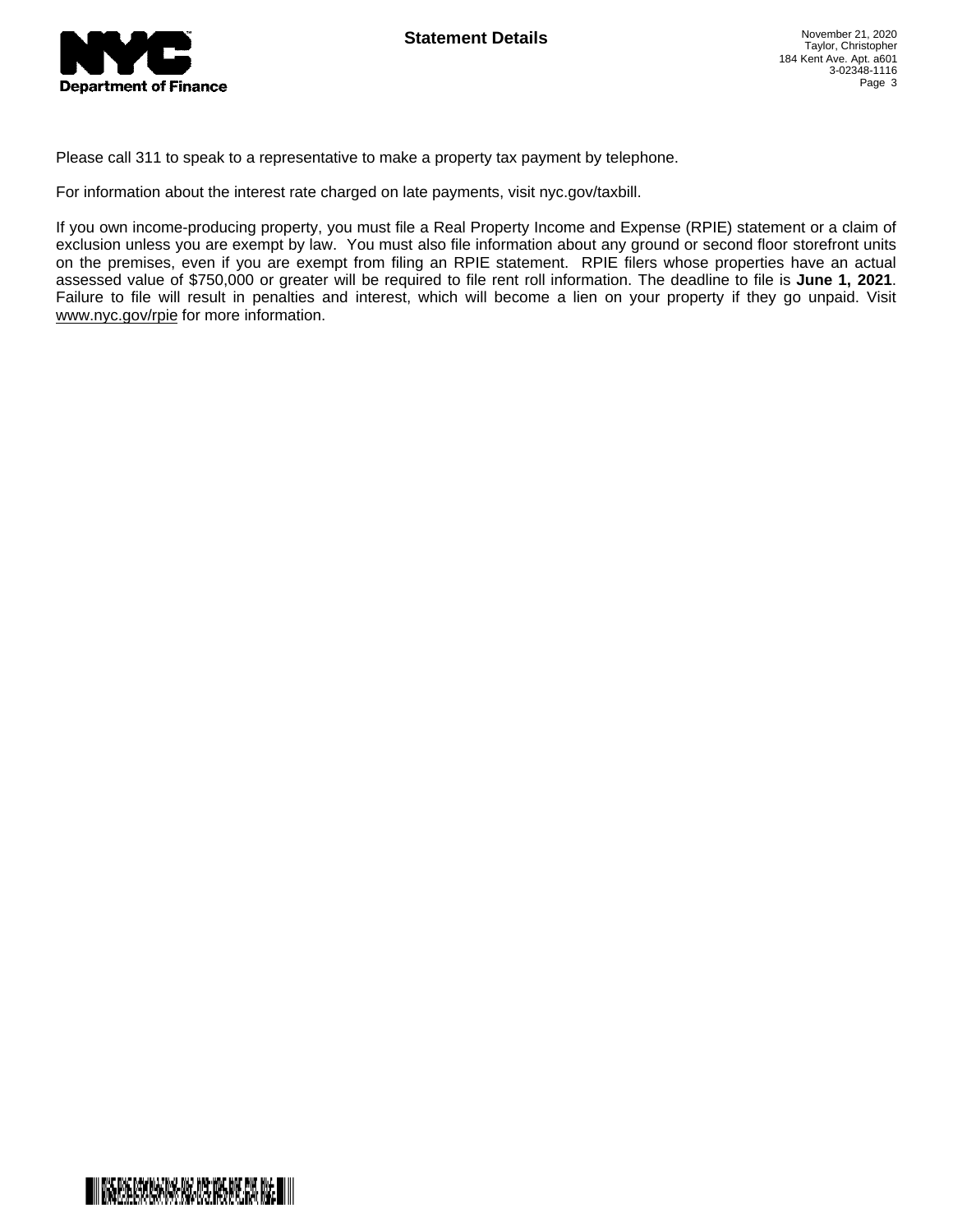Please call 311 to speak to a representative to make a property tax payment by telephone.

For information about the interest rate charged on late payments, visit nyc.gov/taxbill.

If you own income-producing property, you must file a Real Property Income and Expense (RPIE) statement or a claim of exclusion unless you are exempt by law. You must also file information about any ground or second floor storefront units on the premises, even if you are exempt from filing an RPIE statement. RPIE filers whose properties have an actual assessed value of $750,000 or greater will be required to file rent roll information. The deadline to file is **June 1, 2021**. Failure to file will result in penalties and interest, which will become a lien on your property if they go unpaid. Visit www.nyc.gov/rpie for more information.